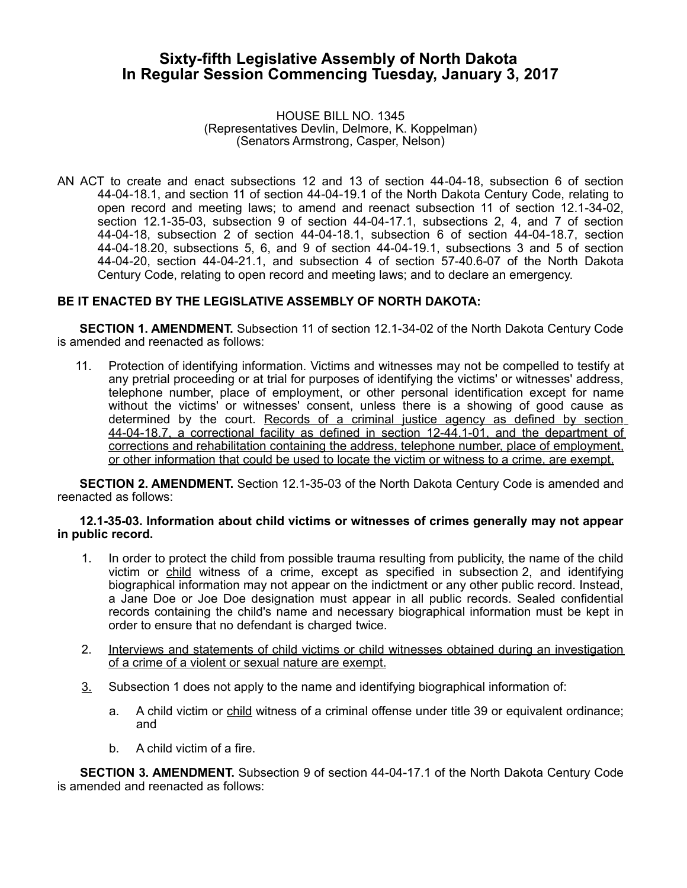# Sixty-fifth Legislative Assembly of North Dakota In Regular Session Commencing Tuesday, January 3, 2017

HOUSE BILL NO. 1345
(Representatives Devlin, Delmore, K. Koppelman)
(Senators Armstrong, Casper, Nelson)

AN ACT to create and enact subsections 12 and 13 of section 44-04-18, subsection 6 of section 44-04-18.1, and section 11 of section 44-04-19.1 of the North Dakota Century Code, relating to open record and meeting laws; to amend and reenact subsection 11 of section 12.1-34-02, section 12.1-35-03, subsection 9 of section 44-04-17.1, subsections 2, 4, and 7 of section 44-04-18, subsection 2 of section 44-04-18.1, subsection 6 of section 44-04-18.7, section 44-04-18.20, subsections 5, 6, and 9 of section 44-04-19.1, subsections 3 and 5 of section 44-04-20, section 44-04-21.1, and subsection 4 of section 57-40.6-07 of the North Dakota Century Code, relating to open record and meeting laws; and to declare an emergency.

**BE IT ENACTED BY THE LEGISLATIVE ASSEMBLY OF NORTH DAKOTA:**

**SECTION 1. AMENDMENT.** Subsection 11 of section 12.1-34-02 of the North Dakota Century Code is amended and reenacted as follows:

11. Protection of identifying information. Victims and witnesses may not be compelled to testify at any pretrial proceeding or at trial for purposes of identifying the victims' or witnesses' address, telephone number, place of employment, or other personal identification except for name without the victims' or witnesses' consent, unless there is a showing of good cause as determined by the court. <u>Records of a criminal justice agency as defined by section 44-04-18.7, a correctional facility as defined in section 12-44.1-01, and the department of corrections and rehabilitation containing the address, telephone number, place of employment, or other information that could be used to locate the victim or witness to a crime, are exempt.</u>

**SECTION 2. AMENDMENT.** Section 12.1-35-03 of the North Dakota Century Code is amended and reenacted as follows:

**12.1-35-03. Information about child victims or witnesses of crimes generally may not appear in public record.**

1. In order to protect the child from possible trauma resulting from publicity, the name of the child victim or <u>child</u> witness of a crime, except as specified in subsection 2, and identifying biographical information may not appear on the indictment or any other public record. Instead, a Jane Doe or Joe Doe designation must appear in all public records. Sealed confidential records containing the child's name and necessary biographical information must be kept in order to ensure that no defendant is charged twice.

2. <u>Interviews and statements of child victims or child witnesses obtained during an investigation of a crime of a violent or sexual nature are exempt.</u>

<u>3.</u> Subsection 1 does not apply to the name and identifying biographical information of:

   a. A child victim or <u>child</u> witness of a criminal offense under title 39 or equivalent ordinance; and

   b. A child victim of a fire.

**SECTION 3. AMENDMENT.** Subsection 9 of section 44-04-17.1 of the North Dakota Century Code is amended and reenacted as follows: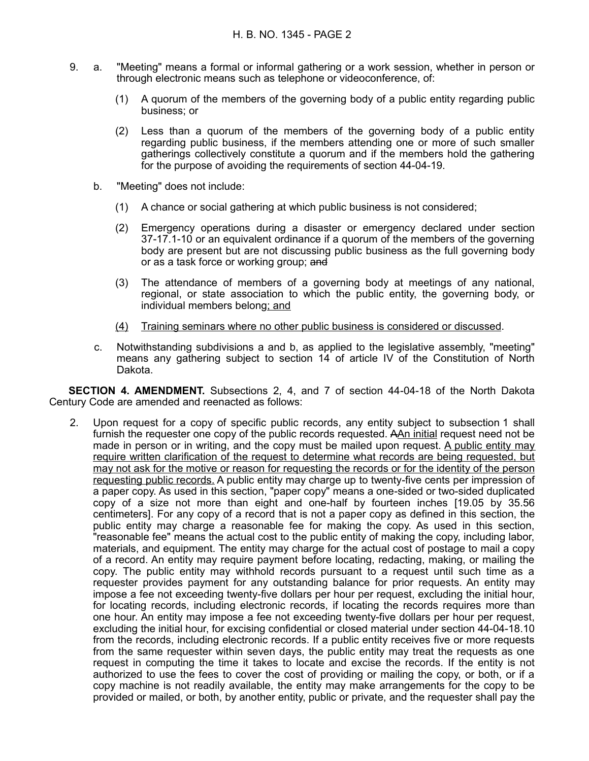9. a. "Meeting" means a formal or informal gathering or a work session, whether in person or through electronic means such as telephone or videoconference, of:

   (1) A quorum of the members of the governing body of a public entity regarding public business; or

   (2) Less than a quorum of the members of the governing body of a public entity regarding public business, if the members attending one or more of such smaller gatherings collectively constitute a quorum and if the members hold the gathering for the purpose of avoiding the requirements of section 44-04-19.

   b. "Meeting" does not include:

   (1) A chance or social gathering at which public business is not considered;

   (2) Emergency operations during a disaster or emergency declared under section 37-17.1-10 or an equivalent ordinance if a quorum of the members of the governing body are present but are not discussing public business as the full governing body or as a task force or working group; ~~and~~

   (3) The attendance of members of a governing body at meetings of any national, regional, or state association to which the public entity, the governing body, or individual members belong<u>; and</u>

   <u>(4) Training seminars where no other public business is considered or discussed</u>.

   c. Notwithstanding subdivisions a and b, as applied to the legislative assembly, "meeting" means any gathering subject to section 14 of article IV of the Constitution of North Dakota.

**SECTION 4. AMENDMENT.** Subsections 2, 4, and 7 of section 44-04-18 of the North Dakota Century Code are amended and reenacted as follows:

2. Upon request for a copy of specific public records, any entity subject to subsection 1 shall furnish the requester one copy of the public records requested. ~~A~~<u>An initial</u> request need not be made in person or in writing, and the copy must be mailed upon request. <u>A public entity may require written clarification of the request to determine what records are being requested, but may not ask for the motive or reason for requesting the records or for the identity of the person requesting public records.</u> A public entity may charge up to twenty-five cents per impression of a paper copy. As used in this section, "paper copy" means a one-sided or two-sided duplicated copy of a size not more than eight and one-half by fourteen inches [19.05 by 35.56 centimeters]. For any copy of a record that is not a paper copy as defined in this section, the public entity may charge a reasonable fee for making the copy. As used in this section, "reasonable fee" means the actual cost to the public entity of making the copy, including labor, materials, and equipment. The entity may charge for the actual cost of postage to mail a copy of a record. An entity may require payment before locating, redacting, making, or mailing the copy. The public entity may withhold records pursuant to a request until such time as a requester provides payment for any outstanding balance for prior requests. An entity may impose a fee not exceeding twenty-five dollars per hour per request, excluding the initial hour, for locating records, including electronic records, if locating the records requires more than one hour. An entity may impose a fee not exceeding twenty-five dollars per hour per request, excluding the initial hour, for excising confidential or closed material under section 44-04-18.10 from the records, including electronic records. If a public entity receives five or more requests from the same requester within seven days, the public entity may treat the requests as one request in computing the time it takes to locate and excise the records. If the entity is not authorized to use the fees to cover the cost of providing or mailing the copy, or both, or if a copy machine is not readily available, the entity may make arrangements for the copy to be provided or mailed, or both, by another entity, public or private, and the requester shall pay the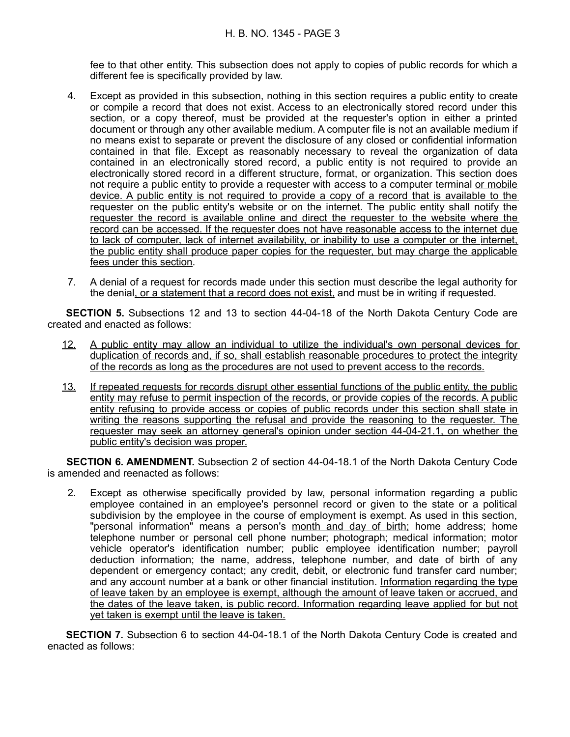fee to that other entity. This subsection does not apply to copies of public records for which a different fee is specifically provided by law.

4. Except as provided in this subsection, nothing in this section requires a public entity to create or compile a record that does not exist. Access to an electronically stored record under this section, or a copy thereof, must be provided at the requester's option in either a printed document or through any other available medium. A computer file is not an available medium if no means exist to separate or prevent the disclosure of any closed or confidential information contained in that file. Except as reasonably necessary to reveal the organization of data contained in an electronically stored record, a public entity is not required to provide an electronically stored record in a different structure, format, or organization. This section does not require a public entity to provide a requester with access to a computer terminal <u>or mobile device. A public entity is not required to provide a copy of a record that is available to the requester on the public entity's website or on the internet. The public entity shall notify the requester the record is available online and direct the requester to the website where the record can be accessed. If the requester does not have reasonable access to the internet due to lack of computer, lack of internet availability, or inability to use a computer or the internet, the public entity shall produce paper copies for the requester, but may charge the applicable fees under this section</u>.

7. A denial of a request for records made under this section must describe the legal authority for the denial<u>, or a statement that a record does not exist,</u> and must be in writing if requested.

**SECTION 5.** Subsections 12 and 13 to section 44-04-18 of the North Dakota Century Code are created and enacted as follows:

<u>12.</u> <u>A public entity may allow an individual to utilize the individual's own personal devices for duplication of records and, if so, shall establish reasonable procedures to protect the integrity of the records as long as the procedures are not used to prevent access to the records.</u>

<u>13.</u> <u>If repeated requests for records disrupt other essential functions of the public entity, the public entity may refuse to permit inspection of the records, or provide copies of the records. A public entity refusing to provide access or copies of public records under this section shall state in writing the reasons supporting the refusal and provide the reasoning to the requester. The requester may seek an attorney general's opinion under section 44-04-21.1, on whether the public entity's decision was proper.</u>

**SECTION 6. AMENDMENT.** Subsection 2 of section 44-04-18.1 of the North Dakota Century Code is amended and reenacted as follows:

2. Except as otherwise specifically provided by law, personal information regarding a public employee contained in an employee's personnel record or given to the state or a political subdivision by the employee in the course of employment is exempt. As used in this section, "personal information" means a person's <u>month and day of birth;</u> home address; home telephone number or personal cell phone number; photograph; medical information; motor vehicle operator's identification number; public employee identification number; payroll deduction information; the name, address, telephone number, and date of birth of any dependent or emergency contact; any credit, debit, or electronic fund transfer card number; and any account number at a bank or other financial institution. <u>Information regarding the type of leave taken by an employee is exempt, although the amount of leave taken or accrued, and the dates of the leave taken, is public record. Information regarding leave applied for but not yet taken is exempt until the leave is taken.</u>

**SECTION 7.** Subsection 6 to section 44-04-18.1 of the North Dakota Century Code is created and enacted as follows: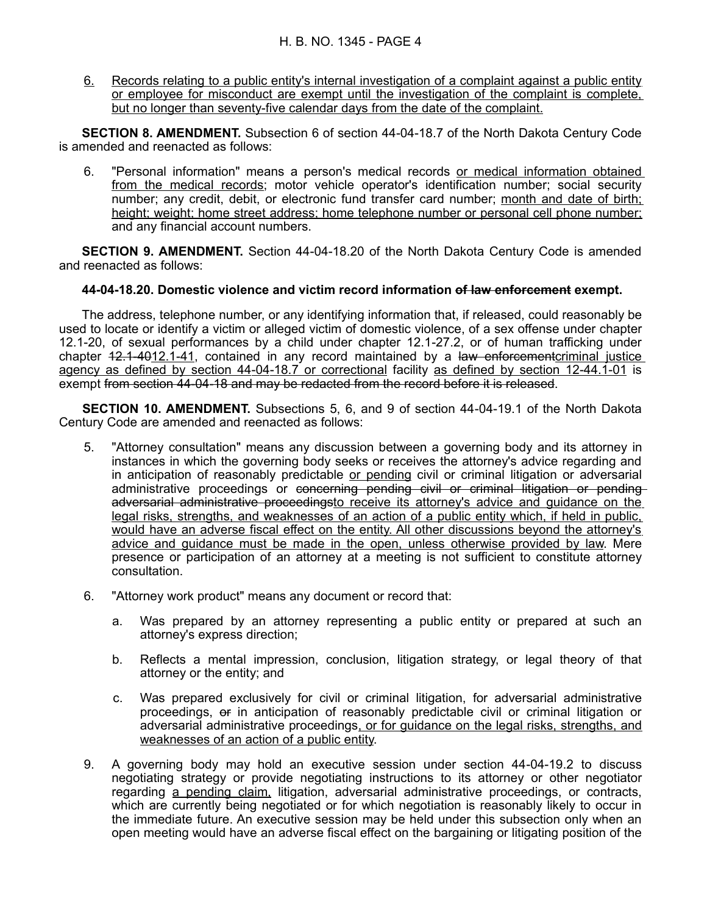6. <u>Records relating to a public entity's internal investigation of a complaint against a public entity or employee for misconduct are exempt until the investigation of the complaint is complete, but no longer than seventy-five calendar days from the date of the complaint.</u>

**SECTION 8. AMENDMENT.** Subsection 6 of section 44-04-18.7 of the North Dakota Century Code is amended and reenacted as follows:

6. "Personal information" means a person's medical records <u>or medical information obtained from the medical records</u>; motor vehicle operator's identification number; social security number; any credit, debit, or electronic fund transfer card number; <u>month and date of birth; height; weight; home street address; home telephone number or personal cell phone number;</u> and any financial account numbers.

**SECTION 9. AMENDMENT.** Section 44-04-18.20 of the North Dakota Century Code is amended and reenacted as follows:

**44-04-18.20. Domestic violence and victim record information ~~of law enforcement~~ exempt.**

The address, telephone number, or any identifying information that, if released, could reasonably be used to locate or identify a victim or alleged victim of domestic violence, of a sex offense under chapter 12.1-20, of sexual performances by a child under chapter 12.1-27.2, or of human trafficking under chapter ~~12.1-40~~<u>12.1-41</u>, contained in any record maintained by a ~~law enforcement~~<u>criminal justice agency as defined by section 44-04-18.7 or correctional</u> facility <u>as defined by section 12-44.1-01</u> is exempt ~~from section 44-04-18 and may be redacted from the record before it is released~~.

**SECTION 10. AMENDMENT.** Subsections 5, 6, and 9 of section 44-04-19.1 of the North Dakota Century Code are amended and reenacted as follows:

5. "Attorney consultation" means any discussion between a governing body and its attorney in instances in which the governing body seeks or receives the attorney's advice regarding and in anticipation of reasonably predictable <u>or pending</u> civil or criminal litigation or adversarial administrative proceedings or ~~concerning pending civil or criminal litigation or pending adversarial administrative proceedings~~<u>to receive its attorney's advice and guidance on the legal risks, strengths, and weaknesses of an action of a public entity which, if held in public, would have an adverse fiscal effect on the entity. All other discussions beyond the attorney's advice and guidance must be made in the open, unless otherwise provided by law</u>. Mere presence or participation of an attorney at a meeting is not sufficient to constitute attorney consultation.

6. "Attorney work product" means any document or record that:

   a. Was prepared by an attorney representing a public entity or prepared at such an attorney's express direction;

   b. Reflects a mental impression, conclusion, litigation strategy, or legal theory of that attorney or the entity; and

   c. Was prepared exclusively for civil or criminal litigation, for adversarial administrative proceedings, ~~or~~ in anticipation of reasonably predictable civil or criminal litigation or adversarial administrative proceedings<u>, or for guidance on the legal risks, strengths, and weaknesses of an action of a public entity</u>.

9. A governing body may hold an executive session under section 44-04-19.2 to discuss negotiating strategy or provide negotiating instructions to its attorney or other negotiator regarding <u>a pending claim,</u> litigation, adversarial administrative proceedings, or contracts, which are currently being negotiated or for which negotiation is reasonably likely to occur in the immediate future. An executive session may be held under this subsection only when an open meeting would have an adverse fiscal effect on the bargaining or litigating position of the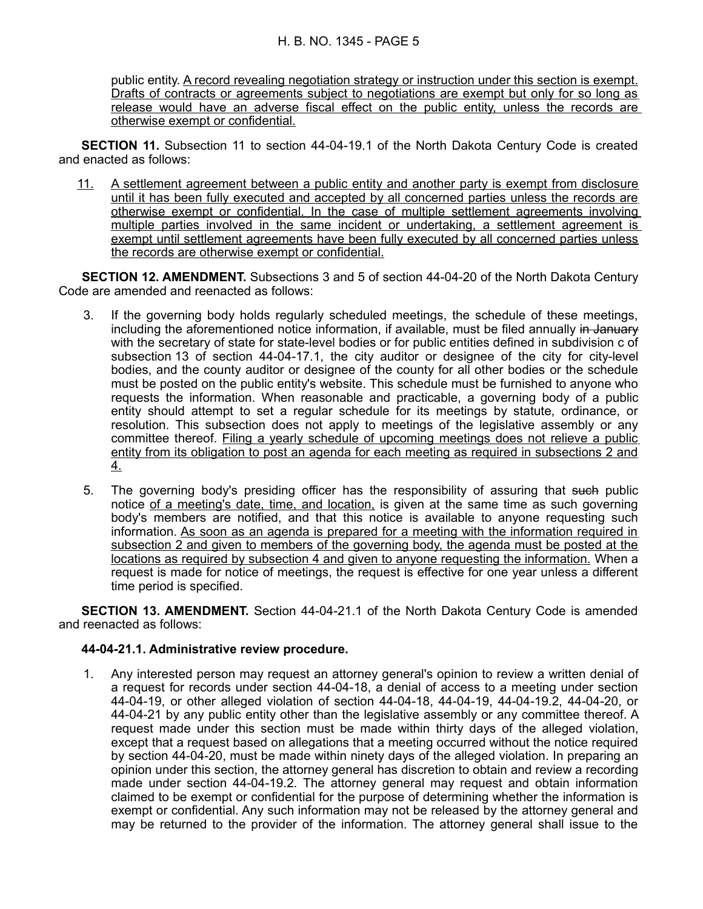public entity. A record revealing negotiation strategy or instruction under this section is exempt. Drafts of contracts or agreements subject to negotiations are exempt but only for so long as release would have an adverse fiscal effect on the public entity, unless the records are otherwise exempt or confidential.

**SECTION 11.** Subsection 11 to section 44-04-19.1 of the North Dakota Century Code is created and enacted as follows:

11. A settlement agreement between a public entity and another party is exempt from disclosure until it has been fully executed and accepted by all concerned parties unless the records are otherwise exempt or confidential. In the case of multiple settlement agreements involving multiple parties involved in the same incident or undertaking, a settlement agreement is exempt until settlement agreements have been fully executed by all concerned parties unless the records are otherwise exempt or confidential.

**SECTION 12. AMENDMENT.** Subsections 3 and 5 of section 44-04-20 of the North Dakota Century Code are amended and reenacted as follows:

3. If the governing body holds regularly scheduled meetings, the schedule of these meetings, including the aforementioned notice information, if available, must be filed annually ~~in January~~ with the secretary of state for state-level bodies or for public entities defined in subdivision c of subsection 13 of section 44-04-17.1, the city auditor or designee of the city for city-level bodies, and the county auditor or designee of the county for all other bodies or the schedule must be posted on the public entity's website. This schedule must be furnished to anyone who requests the information. When reasonable and practicable, a governing body of a public entity should attempt to set a regular schedule for its meetings by statute, ordinance, or resolution. This subsection does not apply to meetings of the legislative assembly or any committee thereof. Filing a yearly schedule of upcoming meetings does not relieve a public entity from its obligation to post an agenda for each meeting as required in subsections 2 and 4.

5. The governing body's presiding officer has the responsibility of assuring that ~~such~~ public notice of a meeting's date, time, and location, is given at the same time as such governing body's members are notified, and that this notice is available to anyone requesting such information. As soon as an agenda is prepared for a meeting with the information required in subsection 2 and given to members of the governing body, the agenda must be posted at the locations as required by subsection 4 and given to anyone requesting the information. When a request is made for notice of meetings, the request is effective for one year unless a different time period is specified.

**SECTION 13. AMENDMENT.** Section 44-04-21.1 of the North Dakota Century Code is amended and reenacted as follows:

**44-04-21.1. Administrative review procedure.**

1. Any interested person may request an attorney general's opinion to review a written denial of a request for records under section 44-04-18, a denial of access to a meeting under section 44-04-19, or other alleged violation of section 44-04-18, 44-04-19, 44-04-19.2, 44-04-20, or 44-04-21 by any public entity other than the legislative assembly or any committee thereof. A request made under this section must be made within thirty days of the alleged violation, except that a request based on allegations that a meeting occurred without the notice required by section 44-04-20, must be made within ninety days of the alleged violation. In preparing an opinion under this section, the attorney general has discretion to obtain and review a recording made under section 44-04-19.2. The attorney general may request and obtain information claimed to be exempt or confidential for the purpose of determining whether the information is exempt or confidential. Any such information may not be released by the attorney general and may be returned to the provider of the information. The attorney general shall issue to the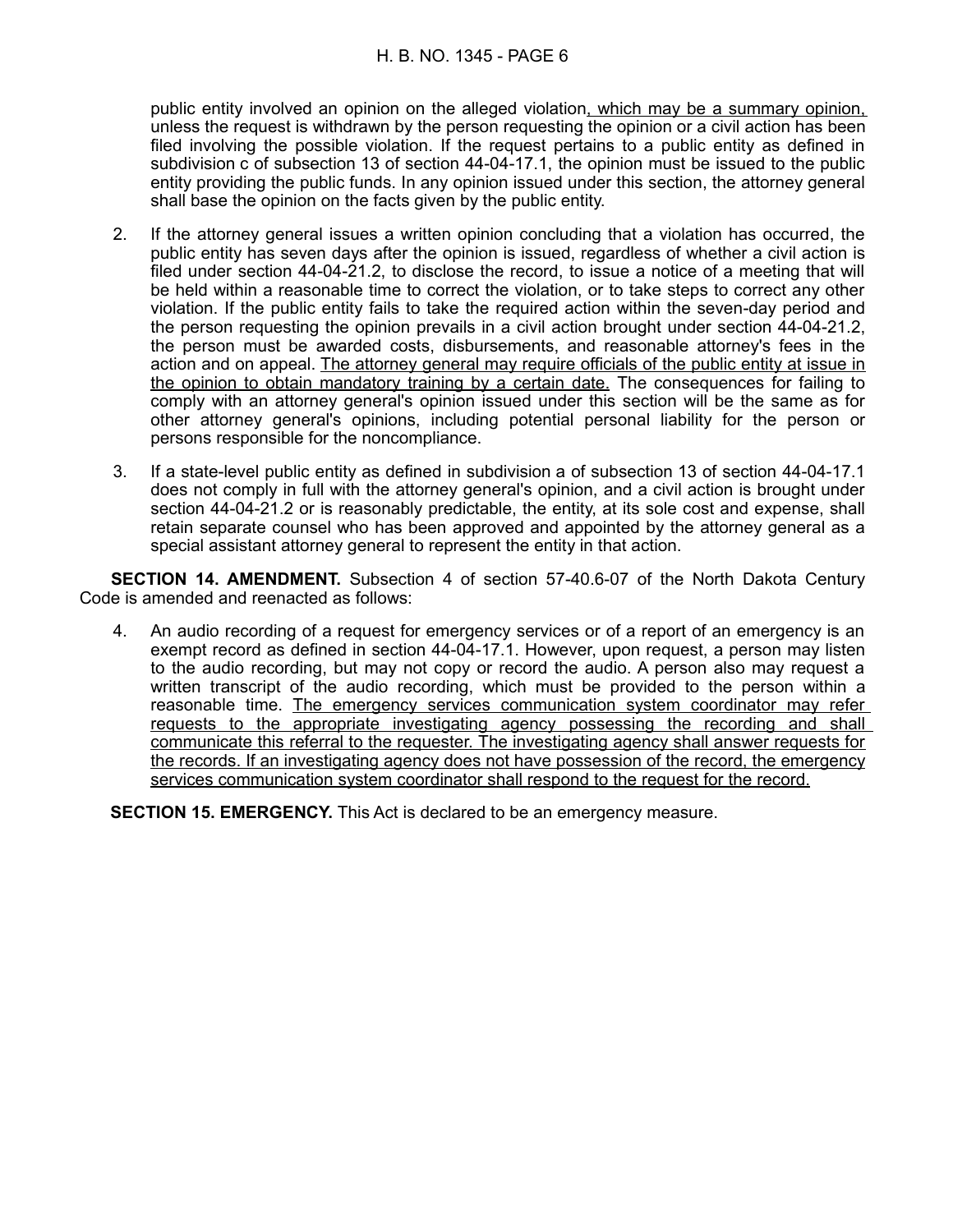public entity involved an opinion on the alleged violation<u>, which may be a summary opinion,</u> unless the request is withdrawn by the person requesting the opinion or a civil action has been filed involving the possible violation. If the request pertains to a public entity as defined in subdivision c of subsection 13 of section 44-04-17.1, the opinion must be issued to the public entity providing the public funds. In any opinion issued under this section, the attorney general shall base the opinion on the facts given by the public entity.

2. If the attorney general issues a written opinion concluding that a violation has occurred, the public entity has seven days after the opinion is issued, regardless of whether a civil action is filed under section 44-04-21.2, to disclose the record, to issue a notice of a meeting that will be held within a reasonable time to correct the violation, or to take steps to correct any other violation. If the public entity fails to take the required action within the seven-day period and the person requesting the opinion prevails in a civil action brought under section 44-04-21.2, the person must be awarded costs, disbursements, and reasonable attorney's fees in the action and on appeal. <u>The attorney general may require officials of the public entity at issue in the opinion to obtain mandatory training by a certain date.</u> The consequences for failing to comply with an attorney general's opinion issued under this section will be the same as for other attorney general's opinions, including potential personal liability for the person or persons responsible for the noncompliance.

3. If a state-level public entity as defined in subdivision a of subsection 13 of section 44-04-17.1 does not comply in full with the attorney general's opinion, and a civil action is brought under section 44-04-21.2 or is reasonably predictable, the entity, at its sole cost and expense, shall retain separate counsel who has been approved and appointed by the attorney general as a special assistant attorney general to represent the entity in that action.

**SECTION 14. AMENDMENT.** Subsection 4 of section 57-40.6-07 of the North Dakota Century Code is amended and reenacted as follows:

4. An audio recording of a request for emergency services or of a report of an emergency is an exempt record as defined in section 44-04-17.1. However, upon request, a person may listen to the audio recording, but may not copy or record the audio. A person also may request a written transcript of the audio recording, which must be provided to the person within a reasonable time. <u>The emergency services communication system coordinator may refer requests to the appropriate investigating agency possessing the recording and shall communicate this referral to the requester. The investigating agency shall answer requests for the records. If an investigating agency does not have possession of the record, the emergency services communication system coordinator shall respond to the request for the record.</u>

**SECTION 15. EMERGENCY.** This Act is declared to be an emergency measure.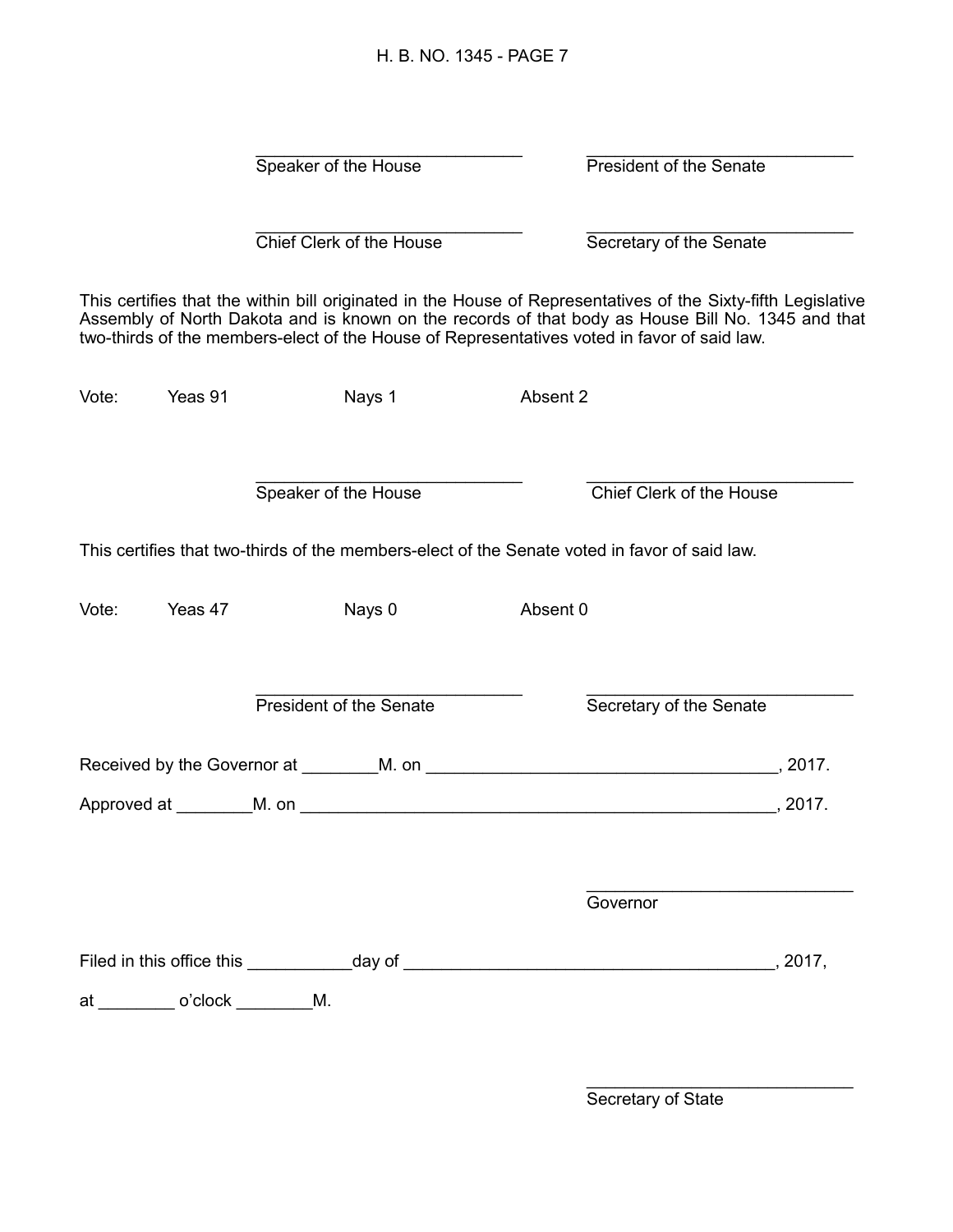| | |
|---|---|
| ____________________________ | ____________________________ |
| Speaker of the House | President of the Senate |
| ____________________________ | ____________________________ |
| Chief Clerk of the House | Secretary of the Senate |

This certifies that the within bill originated in the House of Representatives of the Sixty-fifth Legislative Assembly of North Dakota and is known on the records of that body as House Bill No. 1345 and that two-thirds of the members-elect of the House of Representatives voted in favor of said law.

Vote: Yeas 91 Nays 1 Absent 2

| | |
|---|---|
| ____________________________ | ____________________________ |
| Speaker of the House | Chief Clerk of the House |

This certifies that two-thirds of the members-elect of the Senate voted in favor of said law.

Vote: Yeas 47 Nays 0 Absent 0

| | |
|---|---|
| ____________________________ | ____________________________ |
| President of the Senate | Secretary of the Senate |

Received by the Governor at ________M. on _____________________________________, 2017.

Approved at ________M. on __________________________________________________, 2017.

____________________________
Governor

Filed in this office this ___________day of _______________________________________, 2017,

at ________ o'clock ________M.

____________________________
Secretary of State